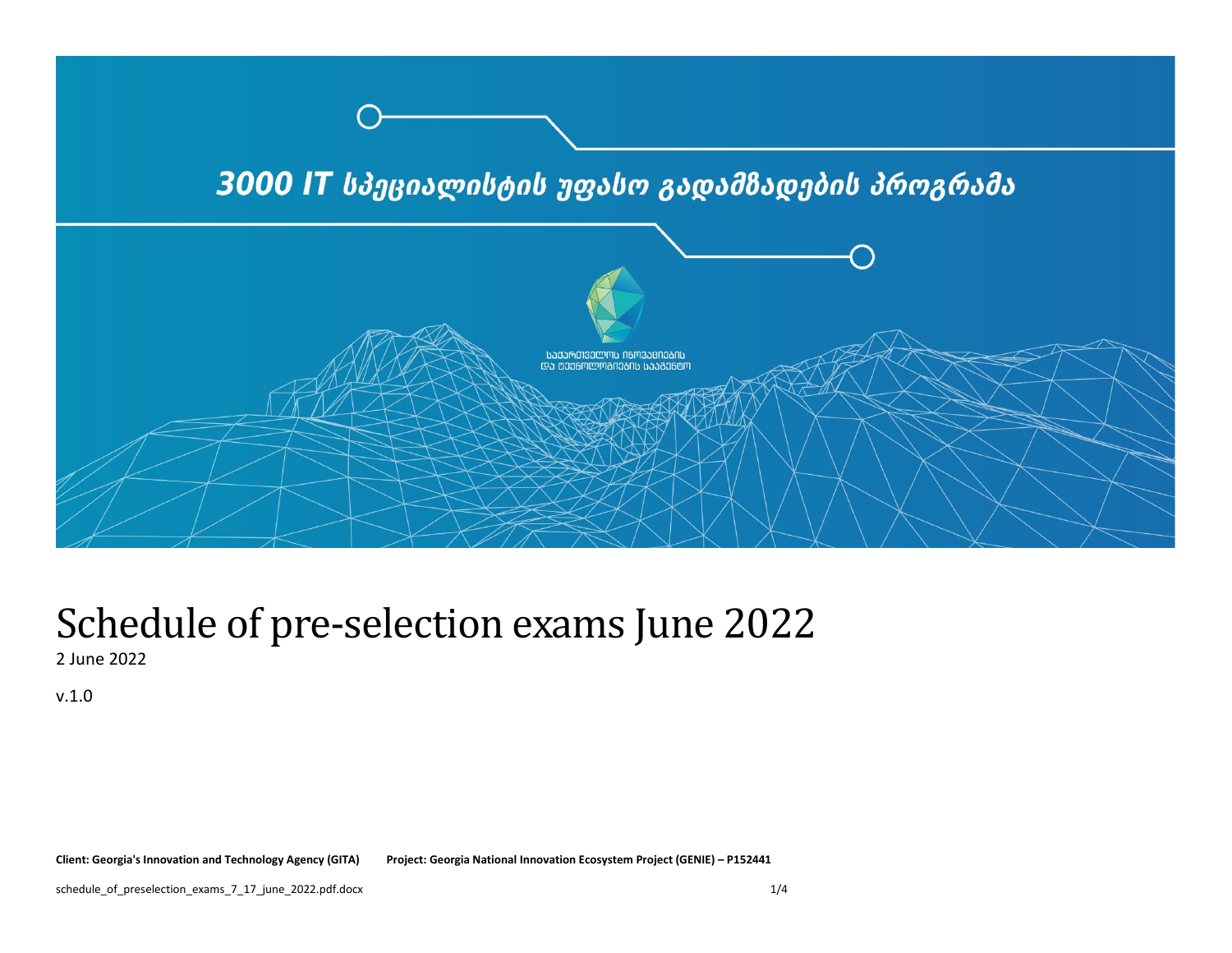3000 IT სპეციალისტის უფასო გადამზადების პროგრამა

საქართველოს ინოვაციების და ტექნოლოგიების სააგენტო

# Schedule of pre-selection exams June 2022

2 June 2022

v.1.0

**Client: Georgia's Innovation and Technology Agency (GITA)** **Project: Georgia National Innovation Ecosystem Project (GENIE) – P152441**

schedule_of_preselection_exams_7_17_june_2022.pdf.docx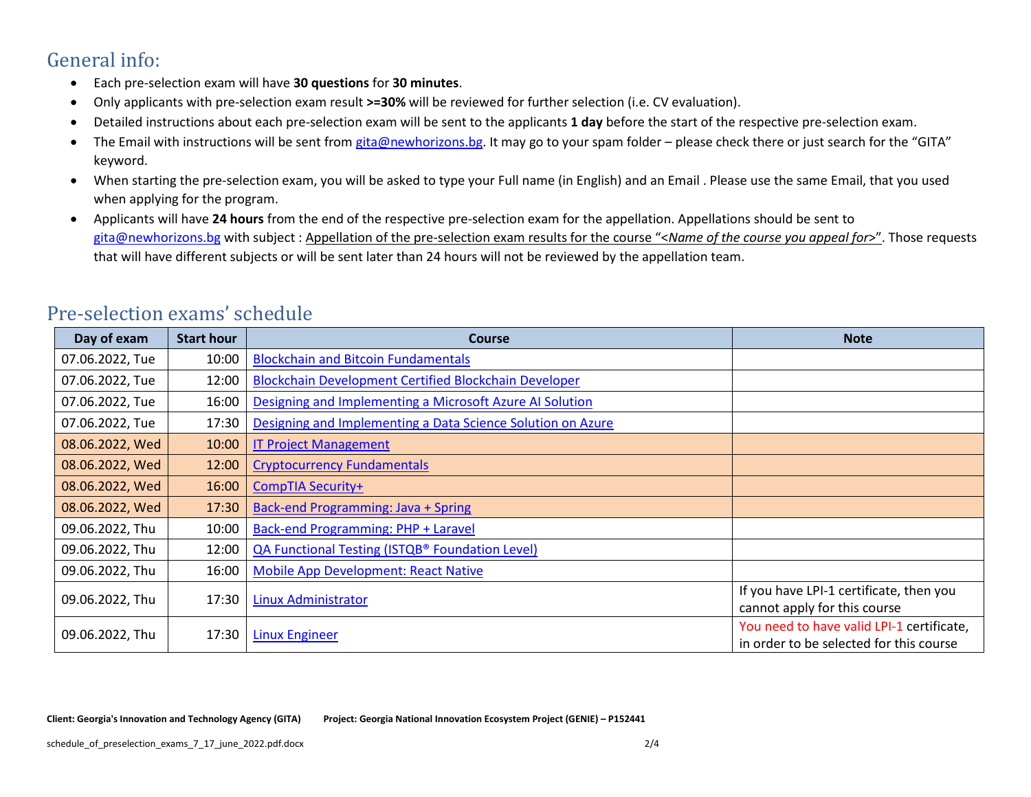## General info:

- Each pre-selection exam will have **30 questions** for **30 minutes**.
- Only applicants with pre-selection exam result **>=30%** will be reviewed for further selection (i.e. CV evaluation).
- Detailed instructions about each pre-selection exam will be sent to the applicants **1 day** before the start of the respective pre-selection exam.
- The Email with instructions will be sent from gita@newhorizons.bg. It may go to your spam folder – please check there or just search for the "GITA" keyword.
- When starting the pre-selection exam, you will be asked to type your Full name (in English) and an Email . Please use the same Email, that you used when applying for the program.
- Applicants will have **24 hours** from the end of the respective pre-selection exam for the appellation. Appellations should be sent to gita@newhorizons.bg with subject : Appellation of the pre-selection exam results for the course "*<Name of the course you appeal for>*". Those requests that will have different subjects or will be sent later than 24 hours will not be reviewed by the appellation team.

## Pre-selection exams' schedule

| Day of exam | Start hour | Course | Note |
|---|---|---|---|
| 07.06.2022, Tue | 10:00 | Blockchain and Bitcoin Fundamentals | |
| 07.06.2022, Tue | 12:00 | Blockchain Development Certified Blockchain Developer | |
| 07.06.2022, Tue | 16:00 | Designing and Implementing a Microsoft Azure AI Solution | |
| 07.06.2022, Tue | 17:30 | Designing and Implementing a Data Science Solution on Azure | |
| 08.06.2022, Wed | 10:00 | IT Project Management | |
| 08.06.2022, Wed | 12:00 | Cryptocurrency Fundamentals | |
| 08.06.2022, Wed | 16:00 | CompTIA Security+ | |
| 08.06.2022, Wed | 17:30 | Back-end Programming: Java + Spring | |
| 09.06.2022, Thu | 10:00 | Back-end Programming: PHP + Laravel | |
| 09.06.2022, Thu | 12:00 | QA Functional Testing (ISTQB® Foundation Level) | |
| 09.06.2022, Thu | 16:00 | Mobile App Development: React Native | |
| 09.06.2022, Thu | 17:30 | Linux Administrator | If you have LPI-1 certificate, then you cannot apply for this course |
| 09.06.2022, Thu | 17:30 | Linux Engineer | You need to have valid LPI-1 certificate, in order to be selected for this course |

**Client: Georgia's Innovation and Technology Agency (GITA)** **Project: Georgia National Innovation Ecosystem Project (GENIE) – P152441**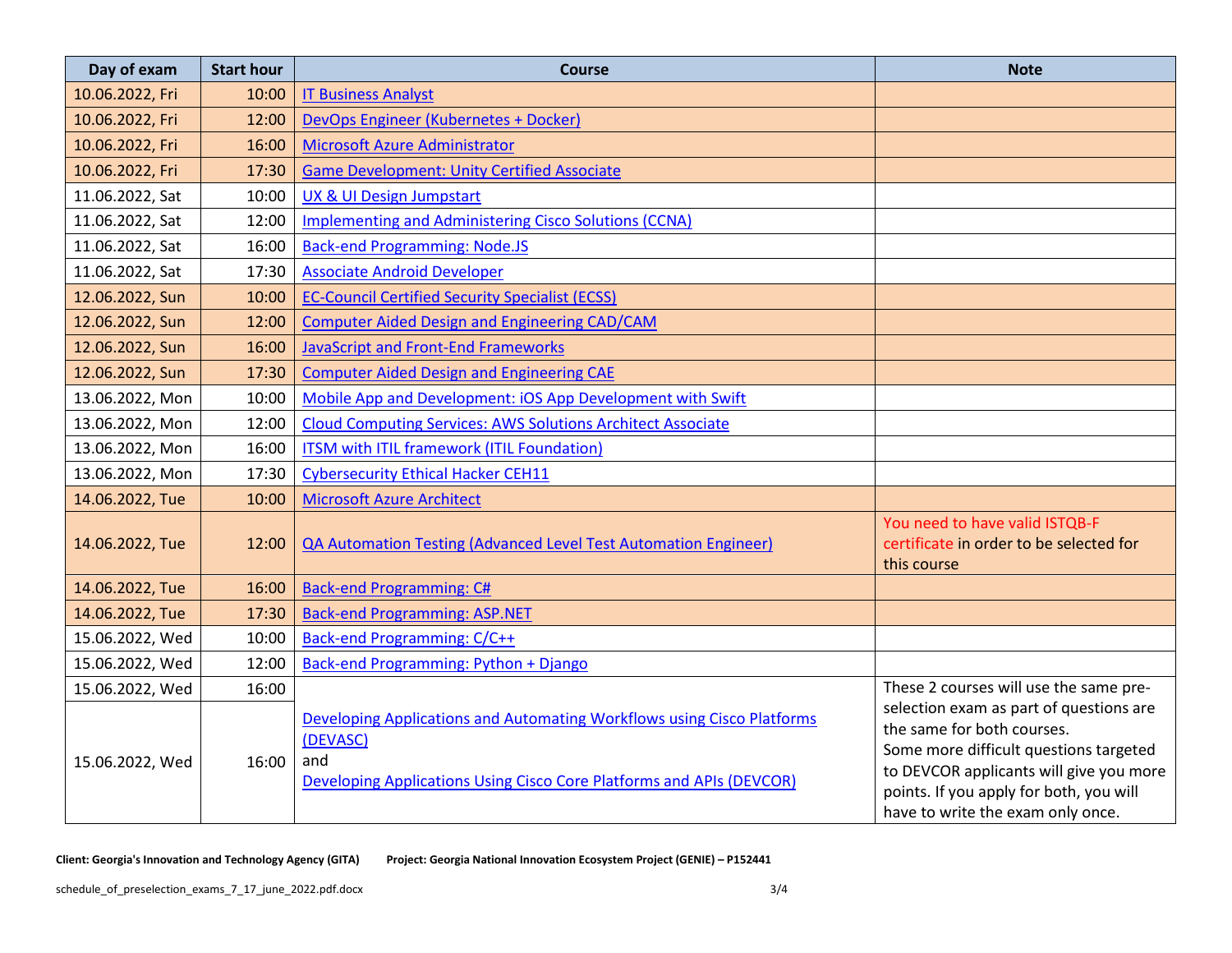| Day of exam | Start hour | Course | Note |
|---|---|---|---|
| 10.06.2022, Fri | 10:00 | IT Business Analyst | |
| 10.06.2022, Fri | 12:00 | DevOps Engineer (Kubernetes + Docker) | |
| 10.06.2022, Fri | 16:00 | Microsoft Azure Administrator | |
| 10.06.2022, Fri | 17:30 | Game Development: Unity Certified Associate | |
| 11.06.2022, Sat | 10:00 | UX & UI Design Jumpstart | |
| 11.06.2022, Sat | 12:00 | Implementing and Administering Cisco Solutions (CCNA) | |
| 11.06.2022, Sat | 16:00 | Back-end Programming: Node.JS | |
| 11.06.2022, Sat | 17:30 | Associate Android Developer | |
| 12.06.2022, Sun | 10:00 | EC-Council Certified Security Specialist (ECSS) | |
| 12.06.2022, Sun | 12:00 | Computer Aided Design and Engineering CAD/CAM | |
| 12.06.2022, Sun | 16:00 | JavaScript and Front-End Frameworks | |
| 12.06.2022, Sun | 17:30 | Computer Aided Design and Engineering CAE | |
| 13.06.2022, Mon | 10:00 | Mobile App and Development: iOS App Development with Swift | |
| 13.06.2022, Mon | 12:00 | Cloud Computing Services: AWS Solutions Architect Associate | |
| 13.06.2022, Mon | 16:00 | ITSM with ITIL framework (ITIL Foundation) | |
| 13.06.2022, Mon | 17:30 | Cybersecurity Ethical Hacker CEH11 | |
| 14.06.2022, Tue | 10:00 | Microsoft Azure Architect | |
| 14.06.2022, Tue | 12:00 | QA Automation Testing (Advanced Level Test Automation Engineer) | You need to have valid ISTQB-F certificate in order to be selected for this course |
| 14.06.2022, Tue | 16:00 | Back-end Programming: C# | |
| 14.06.2022, Tue | 17:30 | Back-end Programming: ASP.NET | |
| 15.06.2022, Wed | 10:00 | Back-end Programming: C/C++ | |
| 15.06.2022, Wed | 12:00 | Back-end Programming: Python + Django | |
| 15.06.2022, Wed | 16:00 | Developing Applications and Automating Workflows using Cisco Platforms (DEVASC) and Developing Applications Using Cisco Core Platforms and APIs (DEVCOR) | These 2 courses will use the same pre-selection exam as part of questions are the same for both courses. Some more difficult questions targeted to DEVCOR applicants will give you more points. If you apply for both, you will have to write the exam only once. |
| 15.06.2022, Wed | 16:00 | | |

**Client: Georgia's Innovation and Technology Agency (GITA)** **Project: Georgia National Innovation Ecosystem Project (GENIE) – P152441**

schedule_of_preselection_exams_7_17_june_2022.pdf.docx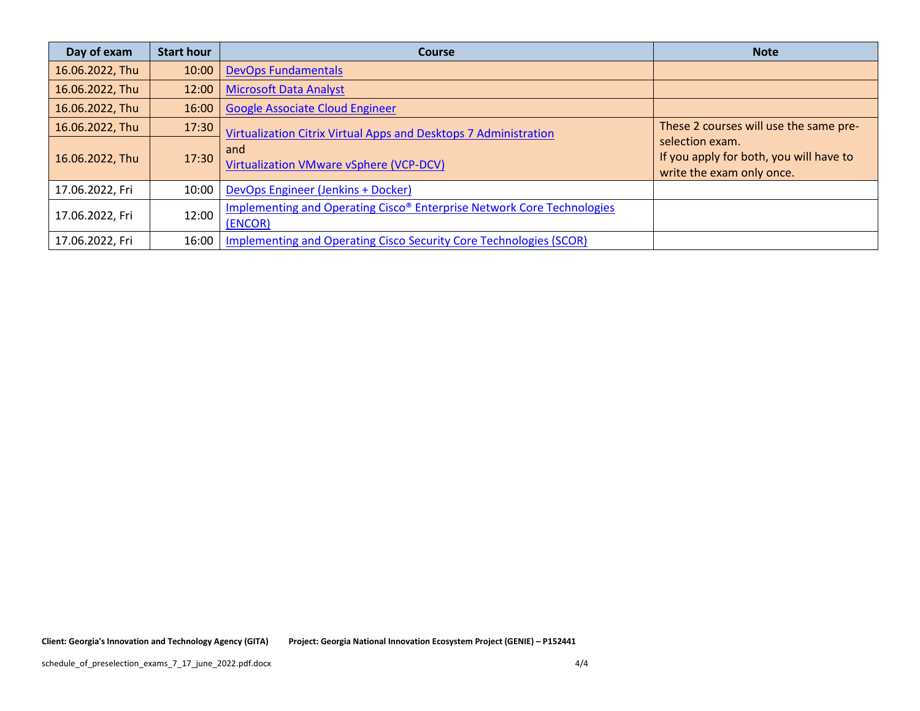| Day of exam | Start hour | Course | Note |
|---|---|---|---|
| 16.06.2022, Thu | 10:00 | DevOps Fundamentals | |
| 16.06.2022, Thu | 12:00 | Microsoft Data Analyst | |
| 16.06.2022, Thu | 16:00 | Google Associate Cloud Engineer | |
| 16.06.2022, Thu | 17:30 | Virtualization Citrix Virtual Apps and Desktops 7 Administration and | These 2 courses will use the same pre-selection exam. If you apply for both, you will have to write the exam only once. |
| 16.06.2022, Thu | 17:30 | Virtualization VMware vSphere (VCP-DCV) | |
| 17.06.2022, Fri | 10:00 | DevOps Engineer (Jenkins + Docker) | |
| 17.06.2022, Fri | 12:00 | Implementing and Operating Cisco® Enterprise Network Core Technologies (ENCOR) | |
| 17.06.2022, Fri | 16:00 | Implementing and Operating Cisco Security Core Technologies (SCOR) | |